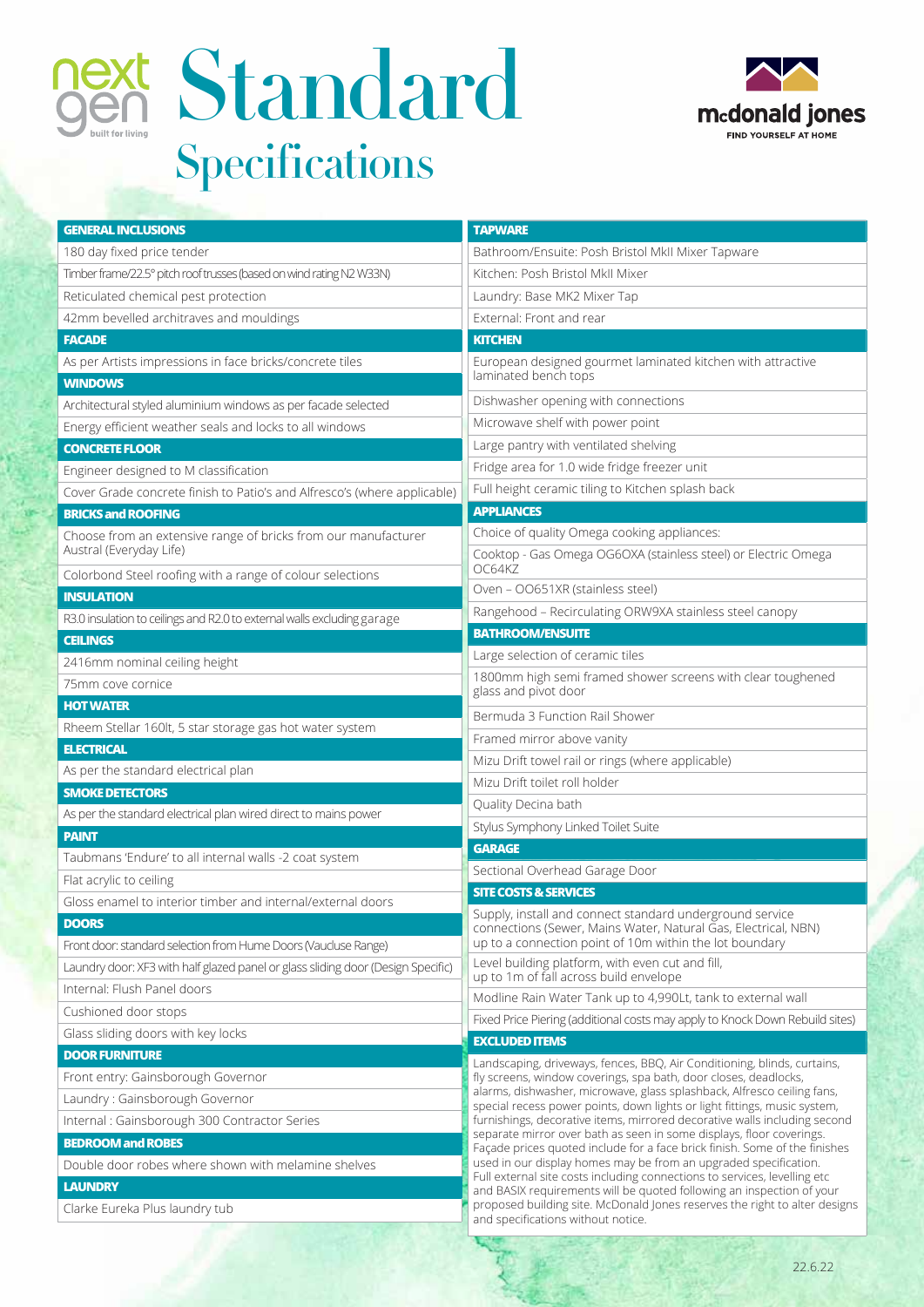# Standard Specifications

nextgen built for living

mcdonald jones FIND YOURSELF AT HOME

## GENERAL INCLUSIONS
- 180 day fixed price tender
- Timber frame/22.5° pitch roof trusses (based on wind rating N2 W33N)
- Reticulated chemical pest protection
- 42mm bevelled architraves and mouldings

## FACADE
- As per Artists impressions in face bricks/concrete tiles

## WINDOWS
- Architectural styled aluminium windows as per facade selected
- Energy efficient weather seals and locks to all windows

## CONCRETE FLOOR
- Engineer designed to M classification
- Cover Grade concrete finish to Patio's and Alfresco's (where applicable)

## BRICKS and ROOFING
- Choose from an extensive range of bricks from our manufacturer Austral (Everyday Life)
- Colorbond Steel roofing with a range of colour selections

## INSULATION
- R3.0 insulation to ceilings and R2.0 to external walls excluding garage

## CEILINGS
- 2416mm nominal ceiling height
- 75mm cove cornice

## HOT WATER
- Rheem Stellar 160lt, 5 star storage gas hot water system

## ELECTRICAL
- As per the standard electrical plan

## SMOKE DETECTORS
- As per the standard electrical plan wired direct to mains power

## PAINT
- Taubmans 'Endure' to all internal walls -2 coat system
- Flat acrylic to ceiling
- Gloss enamel to interior timber and internal/external doors

## DOORS
- Front door: standard selection from Hume Doors (Vaucluse Range)
- Laundry door: XF3 with half glazed panel or glass sliding door (Design Specific)
- Internal: Flush Panel doors
- Cushioned door stops
- Glass sliding doors with key locks

## DOOR FURNITURE
- Front entry: Gainsborough Governor
- Laundry : Gainsborough Governor
- Internal : Gainsborough 300 Contractor Series

## BEDROOM and ROBES
- Double door robes where shown with melamine shelves

## LAUNDRY
- Clarke Eureka Plus laundry tub

## TAPWARE
- Bathroom/Ensuite: Posh Bristol MkII Mixer Tapware
- Kitchen: Posh Bristol MkII Mixer
- Laundry: Base MK2 Mixer Tap
- External: Front and rear

## KITCHEN
- European designed gourmet laminated kitchen with attractive laminated bench tops
- Dishwasher opening with connections
- Microwave shelf with power point
- Large pantry with ventilated shelving
- Fridge area for 1.0 wide fridge freezer unit
- Full height ceramic tiling to Kitchen splash back

## APPLIANCES
- Choice of quality Omega cooking appliances:
- Cooktop - Gas Omega OG6OXA (stainless steel) or Electric Omega OC64KZ
- Oven – OO651XR (stainless steel)
- Rangehood – Recirculating ORW9XA stainless steel canopy

## BATHROOM/ENSUITE
- Large selection of ceramic tiles
- 1800mm high semi framed shower screens with clear toughened glass and pivot door
- Bermuda 3 Function Rail Shower
- Framed mirror above vanity
- Mizu Drift towel rail or rings (where applicable)
- Mizu Drift toilet roll holder
- Quality Decina bath
- Stylus Symphony Linked Toilet Suite

## GARAGE
- Sectional Overhead Garage Door

## SITE COSTS & SERVICES
- Supply, install and connect standard underground service connections (Sewer, Mains Water, Natural Gas, Electrical, NBN) up to a connection point of 10m within the lot boundary
- Level building platform, with even cut and fill, up to 1m of fall across build envelope
- Modline Rain Water Tank up to 4,990Lt, tank to external wall
- Fixed Price Piering (additional costs may apply to Knock Down Rebuild sites)

## EXCLUDED ITEMS
Landscaping, driveways, fences, BBQ, Air Conditioning, blinds, curtains, fly screens, window coverings, spa bath, door closes, deadlocks, alarms, dishwasher, microwave, glass splashback, Alfresco ceiling fans, special recess power points, down lights or light fittings, music system, furnishings, decorative items, mirrored decorative walls including second separate mirror over bath as seen in some displays, floor coverings. Façade prices quoted include for a face brick finish. Some of the finishes used in our display homes may be from an upgraded specification. Full external site costs including connections to services, levelling etc and BASIX requirements will be quoted following an inspection of your proposed building site. McDonald Jones reserves the right to alter designs and specifications without notice.

22.6.22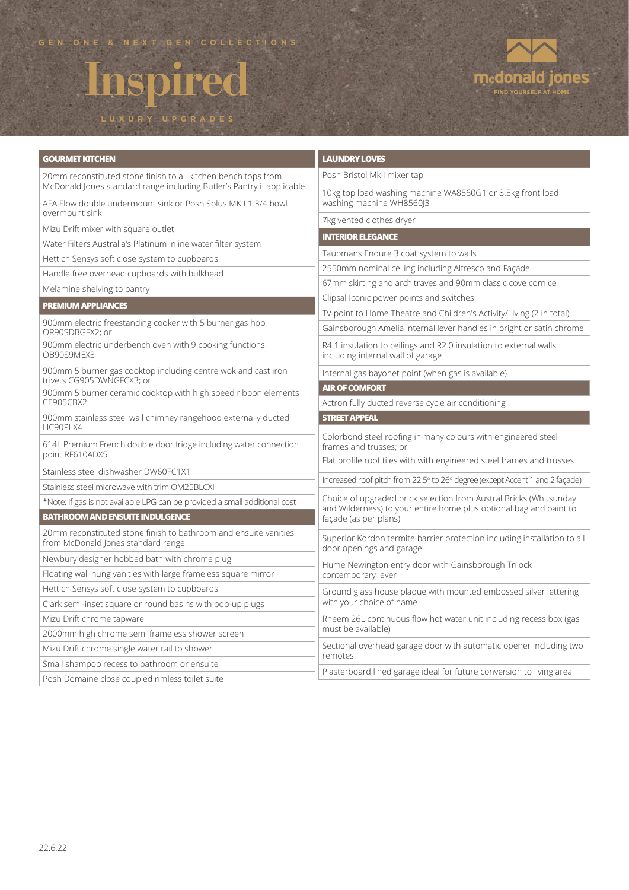GEN ONE & NEXT GEN COLLECTIONS

# Inspired

LUXURY UPGRADES

mcdonald jones
FIND YOURSELF AT HOME

| GOURMET KITCHEN |
|---|
| 20mm reconstituted stone finish to all kitchen bench tops from McDonald Jones standard range including Butler's Pantry if applicable |
| AFA Flow double undermount sink or Posh Solus MKII 1 3/4 bowl overmount sink |
| Mizu Drift mixer with square outlet |
| Water Filters Australia's Platinum inline water filter system |
| Hettich Sensys soft close system to cupboards |
| Handle free overhead cupboards with bulkhead |
| Melamine shelving to pantry |

| PREMIUM APPLIANCES |
|---|
| 900mm electric freestanding cooker with 5 burner gas hob OR90SDBGFX2; or 900mm electric underbench oven with 9 cooking functions OB90S9MEX3 |
| 900mm 5 burner gas cooktop including centre wok and cast iron trivets CG905DWNGFCX3; or 900mm 5 burner ceramic cooktop with high speed ribbon elements CE905CBX2 |
| 900mm stainless steel wall chimney rangehood externally ducted HC90PLX4 |
| 614L Premium French double door fridge including water connection point RF610ADX5 |
| Stainless steel dishwasher DW60FC1X1 |
| Stainless steel microwave with trim OM25BLCXI |
| *Note: if gas is not available LPG can be provided a small additional cost |

| BATHROOM AND ENSUITE INDULGENCE |
|---|
| 20mm reconstituted stone finish to bathroom and ensuite vanities from McDonald Jones standard range |
| Newbury designer hobbed bath with chrome plug |
| Floating wall hung vanities with large frameless square mirror |
| Hettich Sensys soft close system to cupboards |
| Clark semi-inset square or round basins with pop-up plugs |
| Mizu Drift chrome tapware |
| 2000mm high chrome semi frameless shower screen |
| Mizu Drift chrome single water rail to shower |
| Small shampoo recess to bathroom or ensuite |
| Posh Domaine close coupled rimless toilet suite |

| LAUNDRY LOVES |
|---|
| Posh Bristol MkII mixer tap |
| 10kg top load washing machine WA8560G1 or 8.5kg front load washing machine WH8560J3 |
| 7kg vented clothes dryer |

| INTERIOR ELEGANCE |
|---|
| Taubmans Endure 3 coat system to walls |
| 2550mm nominal ceiling including Alfresco and Façade |
| 67mm skirting and architraves and 90mm classic cove cornice |
| Clipsal Iconic power points and switches |
| TV point to Home Theatre and Children's Activity/Living (2 in total) |
| Gainsborough Amelia internal lever handles in bright or satin chrome |
| R4.1 insulation to ceilings and R2.0 insulation to external walls including internal wall of garage |
| Internal gas bayonet point (when gas is available) |

| AIR OF COMFORT |
|---|
| Actron fully ducted reverse cycle air conditioning |

| STREET APPEAL |
|---|
| Colorbond steel roofing in many colours with engineered steel frames and trusses; or Flat profile roof tiles with with engineered steel frames and trusses |
| Increased roof pitch from 22.5° to 26° degree (except Accent 1 and 2 façade) |
| Choice of upgraded brick selection from Austral Bricks (Whitsunday and Wilderness) to your entire home plus optional bag and paint to façade (as per plans) |
| Superior Kordon termite barrier protection including installation to all door openings and garage |
| Hume Newington entry door with Gainsborough Trilock contemporary lever |
| Ground glass house plaque with mounted embossed silver lettering with your choice of name |
| Rheem 26L continuous flow hot water unit including recess box (gas must be available) |
| Sectional overhead garage door with automatic opener including two remotes |
| Plasterboard lined garage ideal for future conversion to living area |

22.6.22